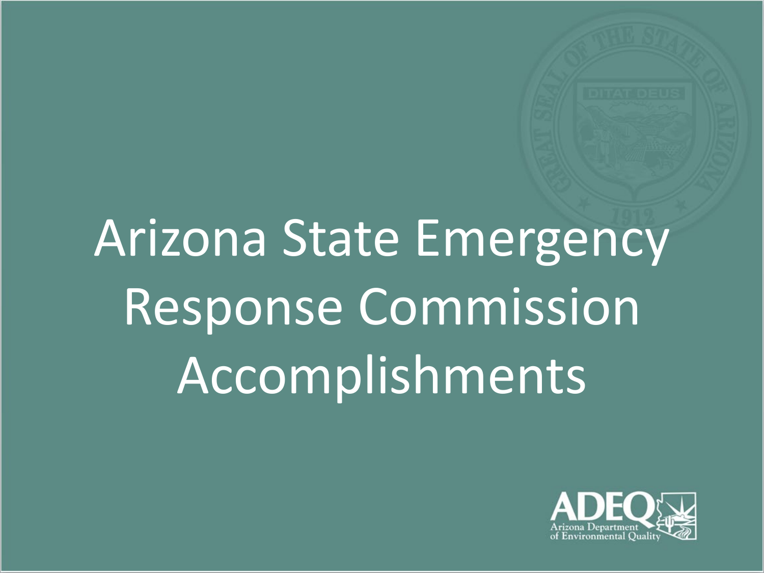# Arizona State Emergency Response Commission Accomplishments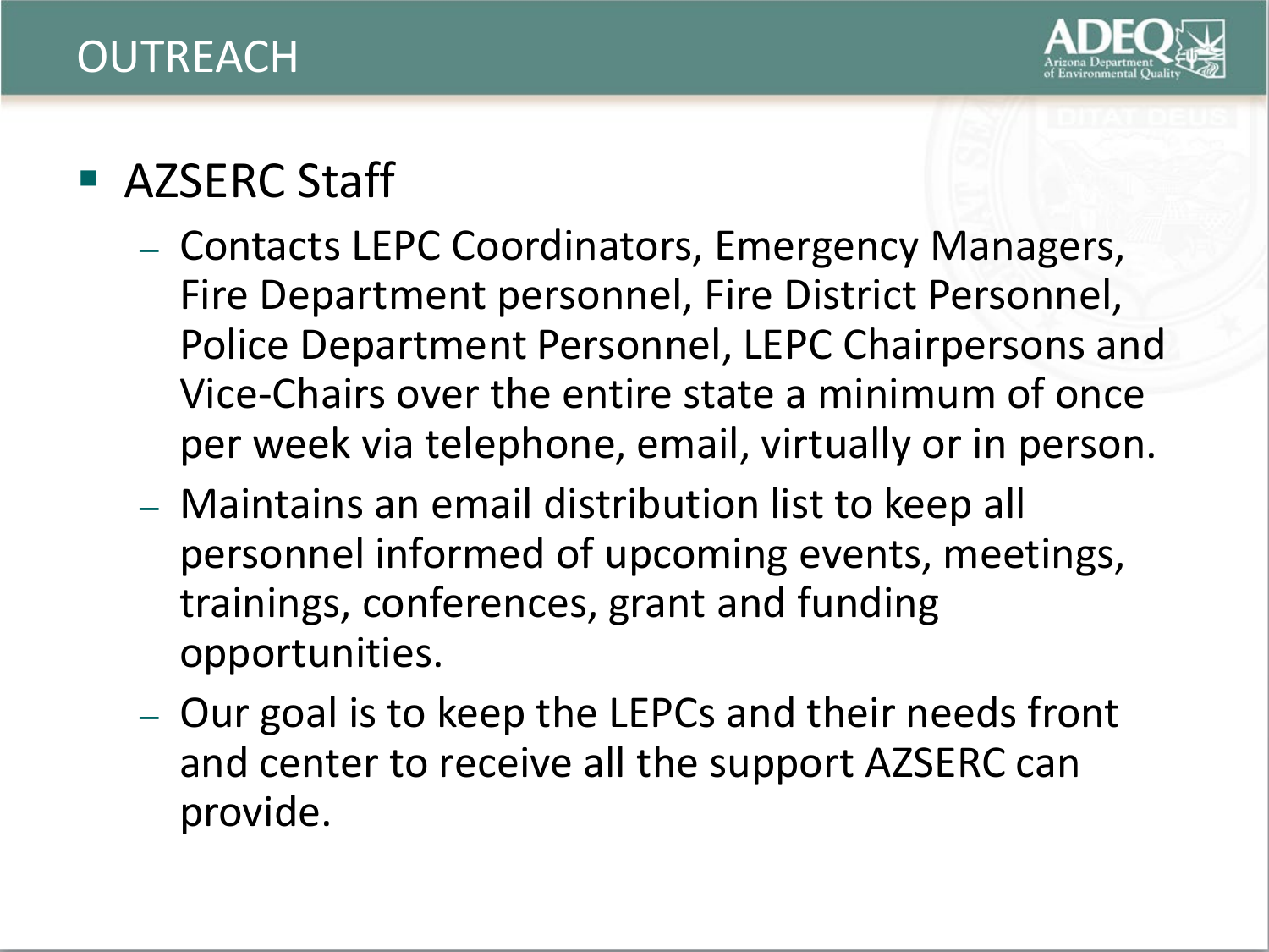# OUTREACH

- AZSERC Staff
  - Contacts LEPC Coordinators, Emergency Managers, Fire Department personnel, Fire District Personnel, Police Department Personnel, LEPC Chairpersons and Vice-Chairs over the entire state a minimum of once per week via telephone, email, virtually or in person.
  - Maintains an email distribution list to keep all personnel informed of upcoming events, meetings, trainings, conferences, grant and funding opportunities.
  - Our goal is to keep the LEPCs and their needs front and center to receive all the support AZSERC can provide.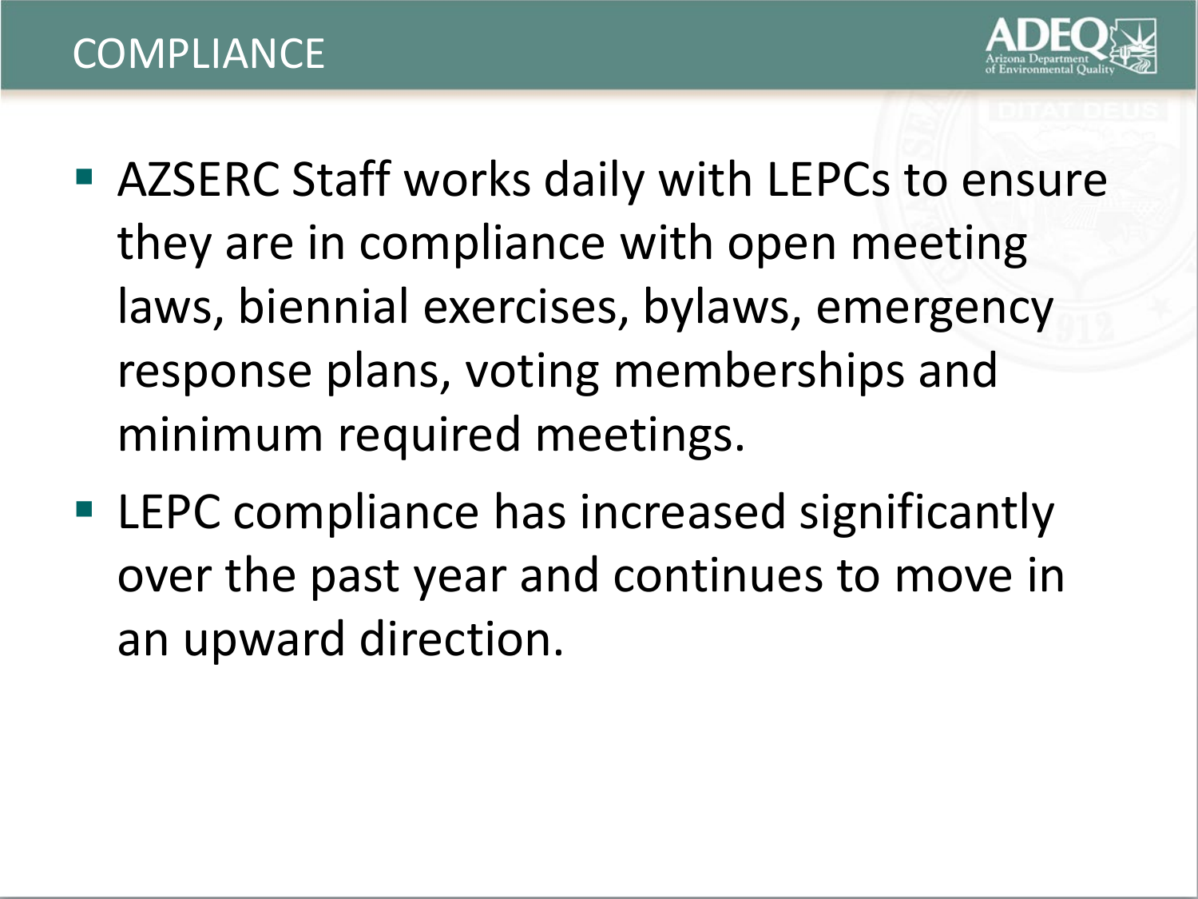# COMPLIANCE

- AZSERC Staff works daily with LEPCs to ensure they are in compliance with open meeting laws, biennial exercises, bylaws, emergency response plans, voting memberships and minimum required meetings.
- LEPC compliance has increased significantly over the past year and continues to move in an upward direction.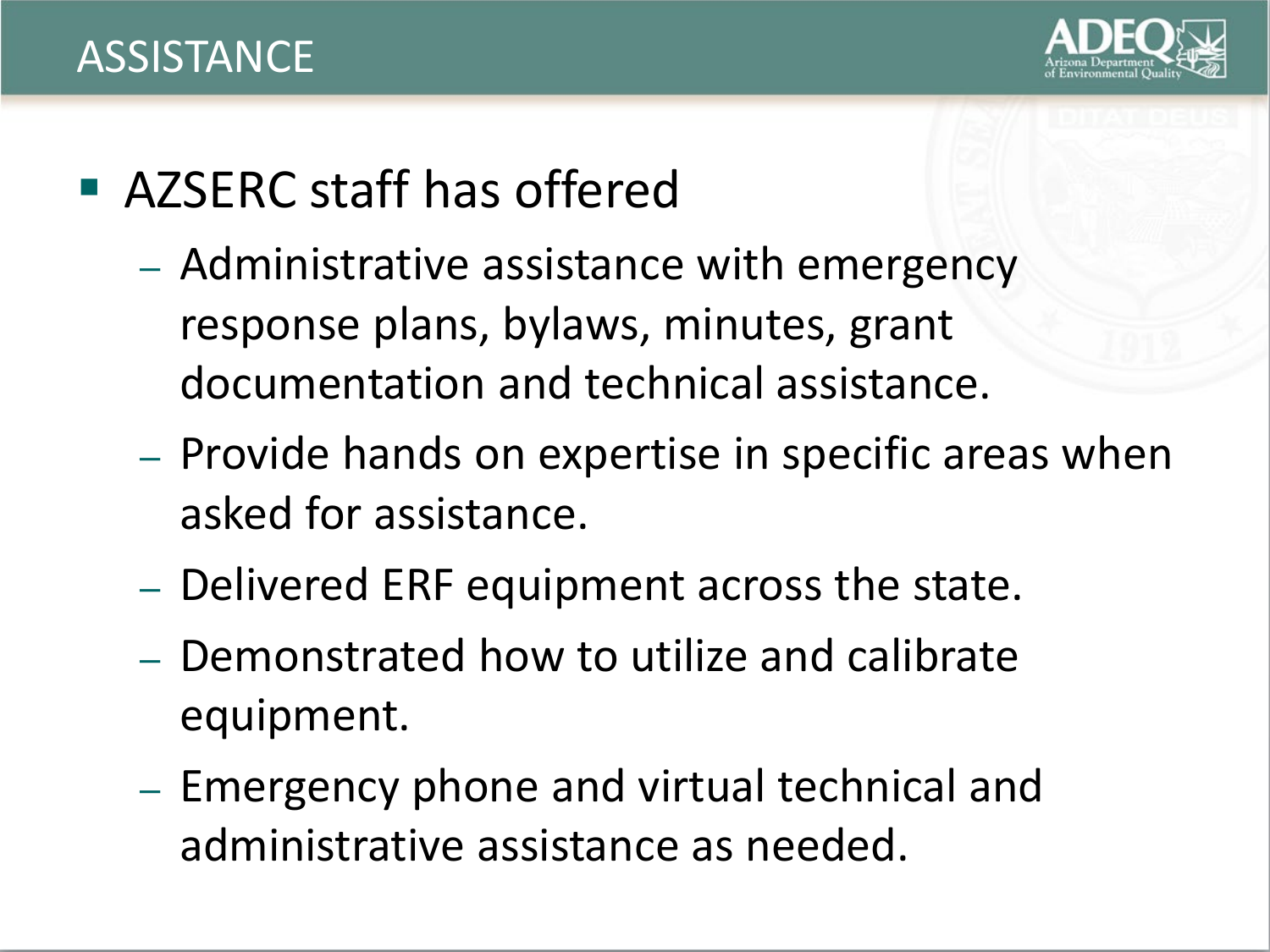# ASSISTANCE

- AZSERC staff has offered
  - Administrative assistance with emergency response plans, bylaws, minutes, grant documentation and technical assistance.
  - Provide hands on expertise in specific areas when asked for assistance.
  - Delivered ERF equipment across the state.
  - Demonstrated how to utilize and calibrate equipment.
  - Emergency phone and virtual technical and administrative assistance as needed.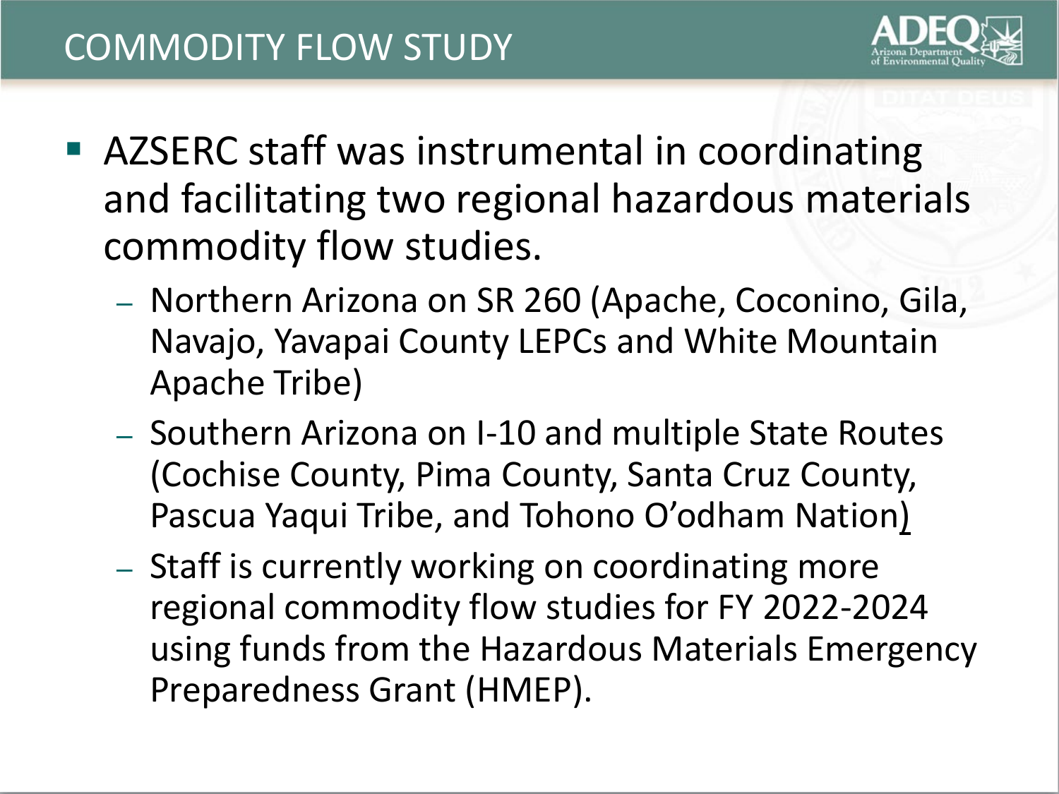# COMMODITY FLOW STUDY

- AZSERC staff was instrumental in coordinating and facilitating two regional hazardous materials commodity flow studies.
  - Northern Arizona on SR 260 (Apache, Coconino, Gila, Navajo, Yavapai County LEPCs and White Mountain Apache Tribe)
  - Southern Arizona on I-10 and multiple State Routes (Cochise County, Pima County, Santa Cruz County, Pascua Yaqui Tribe, and Tohono O'odham Nation)
  - Staff is currently working on coordinating more regional commodity flow studies for FY 2022-2024 using funds from the Hazardous Materials Emergency Preparedness Grant (HMEP).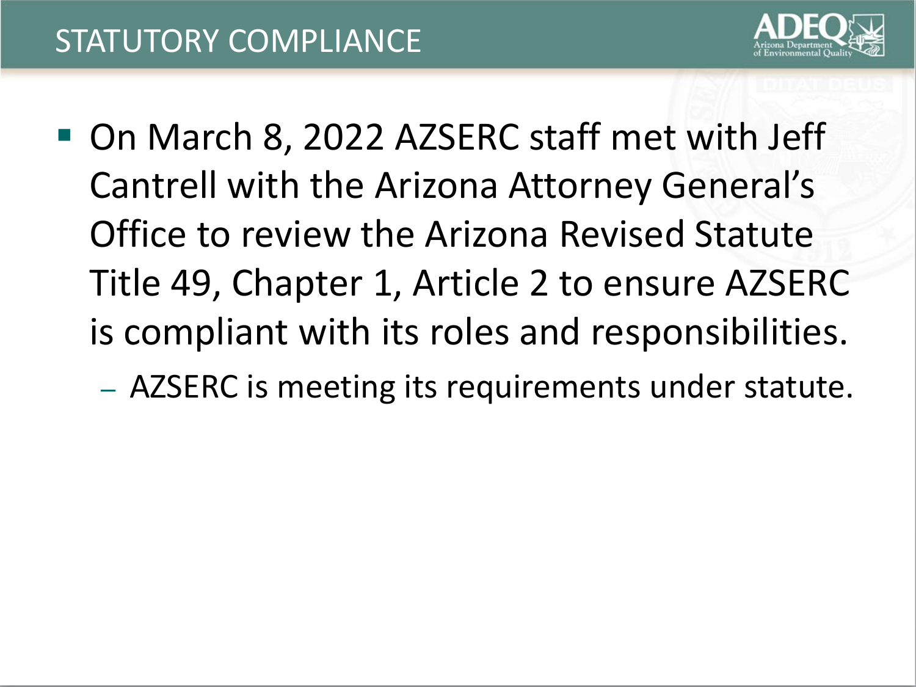# STATUTORY COMPLIANCE

- On March 8, 2022 AZSERC staff met with Jeff Cantrell with the Arizona Attorney General's Office to review the Arizona Revised Statute Title 49, Chapter 1, Article 2 to ensure AZSERC is compliant with its roles and responsibilities.
  - AZSERC is meeting its requirements under statute.